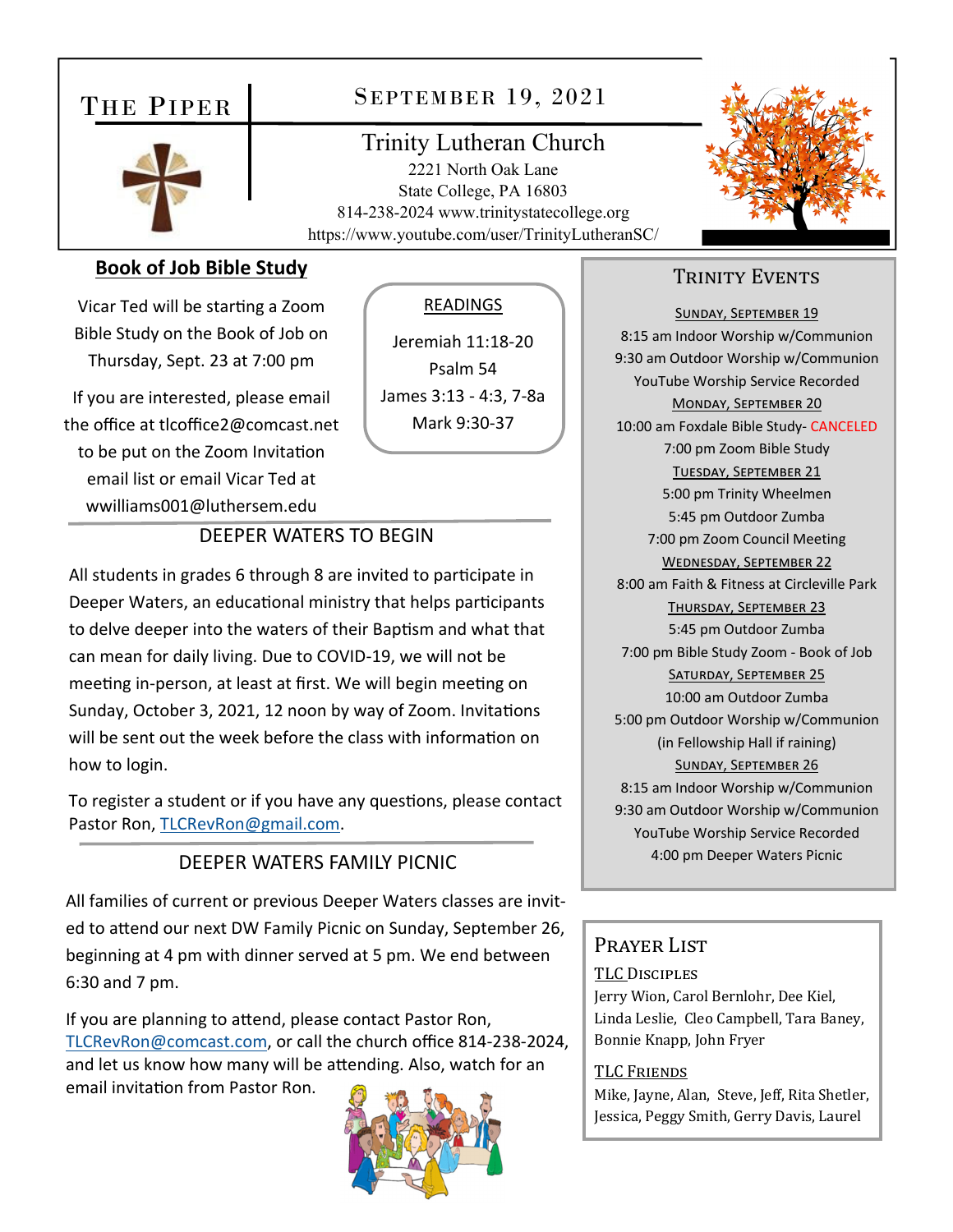# The Piper

## September 19, 2021

Trinity Lutheran Church
2221 North Oak Lane
State College, PA 16803
814-238-2024 www.trinitystatecollege.org
https://www.youtube.com/user/TrinityLutheranSC/

## Book of Job Bible Study

Vicar Ted will be starting a Zoom Bible Study on the Book of Job on Thursday, Sept. 23 at 7:00 pm

If you are interested, please email the office at tlcoffice2@comcast.net to be put on the Zoom Invitation email list or email Vicar Ted at wwilliams001@luthersem.edu

### READINGS

Jeremiah 11:18-20
Psalm 54
James 3:13 - 4:3, 7-8a
Mark 9:30-37

## DEEPER WATERS TO BEGIN

All students in grades 6 through 8 are invited to participate in Deeper Waters, an educational ministry that helps participants to delve deeper into the waters of their Baptism and what that can mean for daily living. Due to COVID-19, we will not be meeting in-person, at least at first. We will begin meeting on Sunday, October 3, 2021, 12 noon by way of Zoom. Invitations will be sent out the week before the class with information on how to login.

To register a student or if you have any questions, please contact Pastor Ron, TLCRevRon@gmail.com.

## DEEPER WATERS FAMILY PICNIC

All families of current or previous Deeper Waters classes are invited to attend our next DW Family Picnic on Sunday, September 26, beginning at 4 pm with dinner served at 5 pm. We end between 6:30 and 7 pm.

If you are planning to attend, please contact Pastor Ron, TLCRevRon@comcast.com, or call the church office 814-238-2024, and let us know how many will be attending. Also, watch for an email invitation from Pastor Ron.

## Trinity Events

**Sunday, September 19**
8:15 am Indoor Worship w/Communion
9:30 am Outdoor Worship w/Communion
YouTube Worship Service Recorded

**Monday, September 20**
10:00 am Foxdale Bible Study- CANCELED
7:00 pm Zoom Bible Study

**Tuesday, September 21**
5:00 pm Trinity Wheelmen
5:45 pm Outdoor Zumba
7:00 pm Zoom Council Meeting

**Wednesday, September 22**
8:00 am Faith & Fitness at Circleville Park

**Thursday, September 23**
5:45 pm Outdoor Zumba
7:00 pm Bible Study Zoom - Book of Job

**Saturday, September 25**
10:00 am Outdoor Zumba
5:00 pm Outdoor Worship w/Communion
(in Fellowship Hall if raining)

**Sunday, September 26**
8:15 am Indoor Worship w/Communion
9:30 am Outdoor Worship w/Communion
YouTube Worship Service Recorded
4:00 pm Deeper Waters Picnic

## Prayer List

**TLC Disciples**
Jerry Wion, Carol Bernlohr, Dee Kiel, Linda Leslie, Cleo Campbell, Tara Baney, Bonnie Knapp, John Fryer

**TLC Friends**
Mike, Jayne, Alan, Steve, Jeff, Rita Shetler, Jessica, Peggy Smith, Gerry Davis, Laurel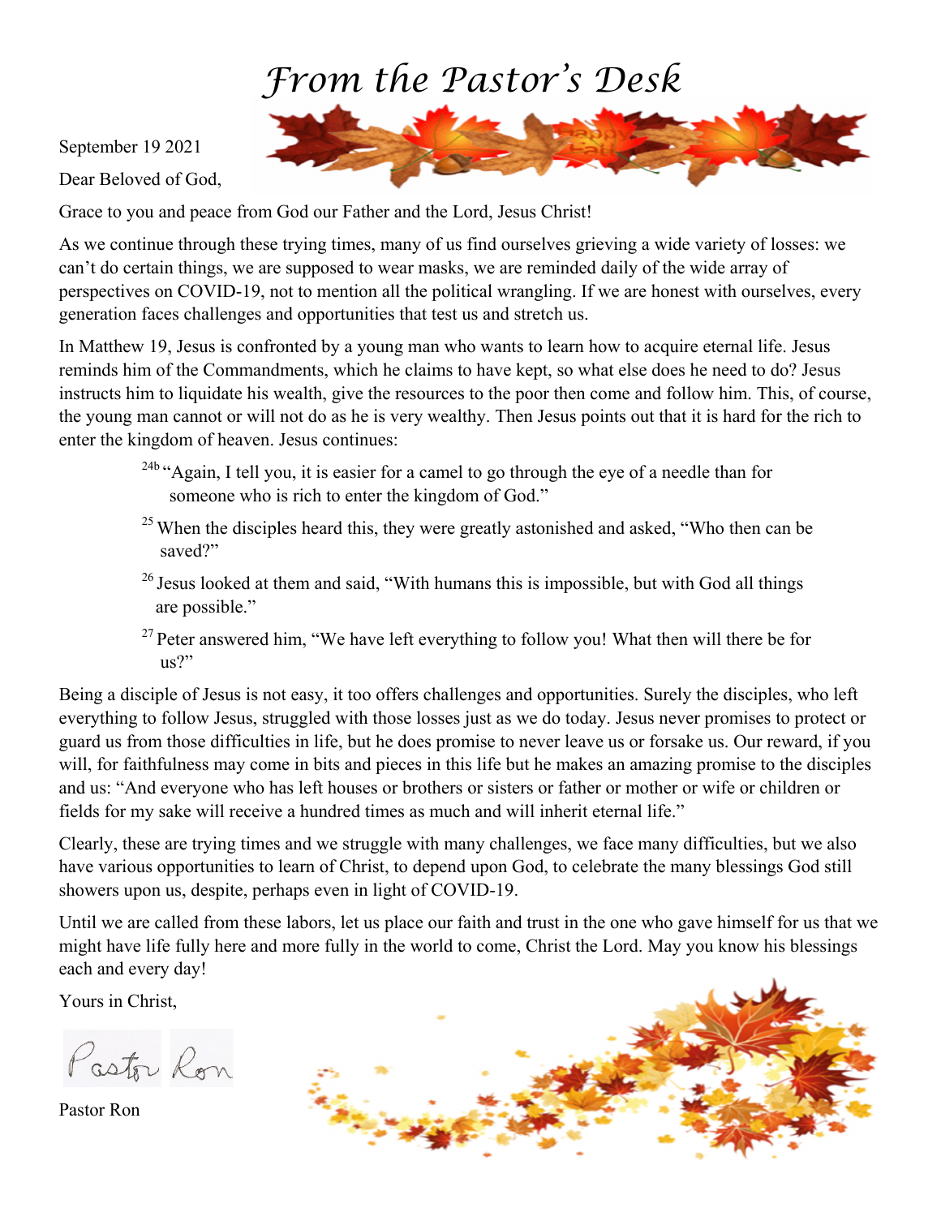# *From the Pastor's Desk*

September 19 2021

Dear Beloved of God,

Grace to you and peace from God our Father and the Lord, Jesus Christ!

As we continue through these trying times, many of us find ourselves grieving a wide variety of losses: we can't do certain things, we are supposed to wear masks, we are reminded daily of the wide array of perspectives on COVID-19, not to mention all the political wrangling. If we are honest with ourselves, every generation faces challenges and opportunities that test us and stretch us.

In Matthew 19, Jesus is confronted by a young man who wants to learn how to acquire eternal life. Jesus reminds him of the Commandments, which he claims to have kept, so what else does he need to do? Jesus instructs him to liquidate his wealth, give the resources to the poor then come and follow him. This, of course, the young man cannot or will not do as he is very wealthy. Then Jesus points out that it is hard for the rich to enter the kingdom of heaven. Jesus continues:

> [24b] "Again, I tell you, it is easier for a camel to go through the eye of a needle than for someone who is rich to enter the kingdom of God."
>
> [25] When the disciples heard this, they were greatly astonished and asked, "Who then can be saved?"
>
> [26] Jesus looked at them and said, "With humans this is impossible, but with God all things are possible."
>
> [27] Peter answered him, "We have left everything to follow you! What then will there be for us?"

Being a disciple of Jesus is not easy, it too offers challenges and opportunities. Surely the disciples, who left everything to follow Jesus, struggled with those losses just as we do today. Jesus never promises to protect or guard us from those difficulties in life, but he does promise to never leave us or forsake us. Our reward, if you will, for faithfulness may come in bits and pieces in this life but he makes an amazing promise to the disciples and us: "And everyone who has left houses or brothers or sisters or father or mother or wife or children or fields for my sake will receive a hundred times as much and will inherit eternal life."

Clearly, these are trying times and we struggle with many challenges, we face many difficulties, but we also have various opportunities to learn of Christ, to depend upon God, to celebrate the many blessings God still showers upon us, despite, perhaps even in light of COVID-19.

Until we are called from these labors, let us place our faith and trust in the one who gave himself for us that we might have life fully here and more fully in the world to come, Christ the Lord. May you know his blessings each and every day!

Yours in Christ,

*Pastor Ron*

Pastor Ron